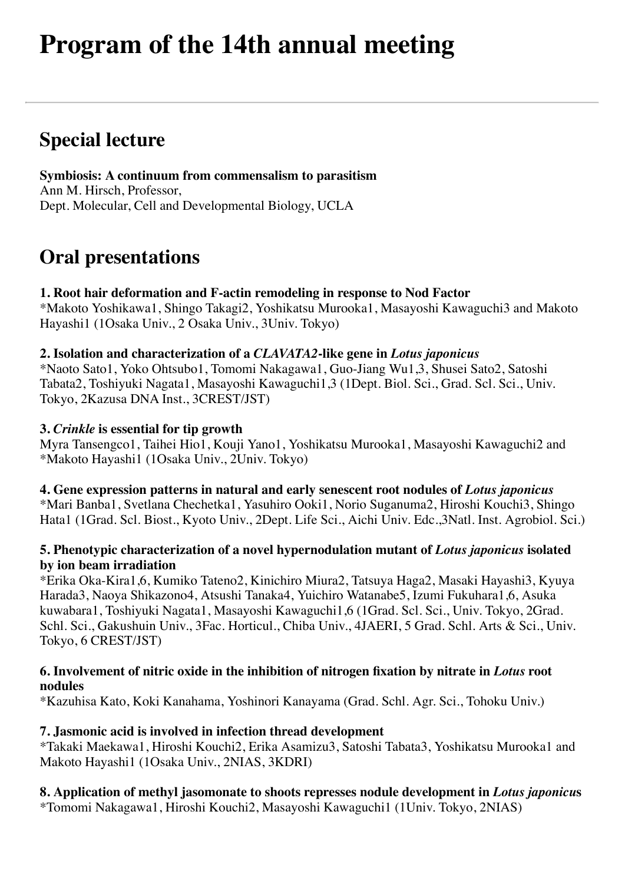# Program of the 14th annual meeting

## Special lecture

**Symbiosis: A continuum from commensalism to parasitism**
Ann M. Hirsch, Professor,
Dept. Molecular, Cell and Developmental Biology, UCLA

## Oral presentations

**1. Root hair deformation and F-actin remodeling in response to Nod Factor**
*Makoto Yoshikawa[1], Shingo Takagi[2], Yoshikatsu Murooka[1], Masayoshi Kawaguchi[3] and Makoto Hayashi[1] ([1]Osaka Univ., [2] Osaka Univ., [3]Univ. Tokyo)

**2. Isolation and characterization of a *CLAVATA2*-like gene in *Lotus japonicus***
*Naoto Sato[1], Yoko Ohtsubo[1], Tomomi Nakagawa[1], Guo-Jiang Wu[1,3], Shusei Sato[2], Satoshi Tabata[2], Toshiyuki Nagata[1], Masayoshi Kawaguchi[1,3] ([1]Dept. Biol. Sci., Grad. Scl. Sci., Univ. Tokyo, [2]Kazusa DNA Inst., [3]CREST/JST)

**3. *Crinkle* is essential for tip growth**
Myra Tansengco[1], Taihei Hio[1], Kouji Yano[1], Yoshikatsu Murooka[1], Masayoshi Kawaguchi[2] and *Makoto Hayashi[1] ([1]Osaka Univ., [2]Univ. Tokyo)

**4. Gene expression patterns in natural and early senescent root nodules of *Lotus japonicus***
*Mari Banba[1], Svetlana Chechetka[1], Yasuhiro Ooki[1], Norio Suganuma[2], Hiroshi Kouchi[3], Shingo Hata[1] ([1]Grad. Scl. Biost., Kyoto Univ., [2]Dept. Life Sci., Aichi Univ. Edc.,[3]Natl. Inst. Agrobiol. Sci.)

**5. Phenotypic characterization of a novel hypernodulation mutant of *Lotus japonicus* isolated by ion beam irradiation**
*Erika Oka-Kira[1,6], Kumiko Tateno[2], Kinichiro Miura[2], Tatsuya Haga[2], Masaki Hayashi[3], Kyuya Harada[3], Naoya Shikazono[4], Atsushi Tanaka[4], Yuichiro Watanabe[5], Izumi Fukuhara[1,6], Asuka kuwabara[1], Toshiyuki Nagata[1], Masayoshi Kawaguchi[1,6] ([1]Grad. Scl. Sci., Univ. Tokyo, [2]Grad. Schl. Sci., Gakushuin Univ., [3]Fac. Horticul., Chiba Univ., [4]JAERI, [5] Grad. Schl. Arts & Sci., Univ. Tokyo, [6] CREST/JST)

**6. Involvement of nitric oxide in the inhibition of nitrogen fixation by nitrate in *Lotus* root nodules**
*Kazuhisa Kato, Koki Kanahama, Yoshinori Kanayama (Grad. Schl. Agr. Sci., Tohoku Univ.)

**7. Jasmonic acid is involved in infection thread development**
*Takaki Maekawa[1], Hiroshi Kouchi[2], Erika Asamizu[3], Satoshi Tabata[3], Yoshikatsu Murooka[1] and Makoto Hayashi[1] ([1]Osaka Univ., [2]NIAS, [3]KDRI)

**8. Application of methyl jasomonate to shoots represses nodule development in *Lotus japonicus***
*Tomomi Nakagawa[1], Hiroshi Kouchi[2], Masayoshi Kawaguchi[1] ([1]Univ. Tokyo, [2]NIAS)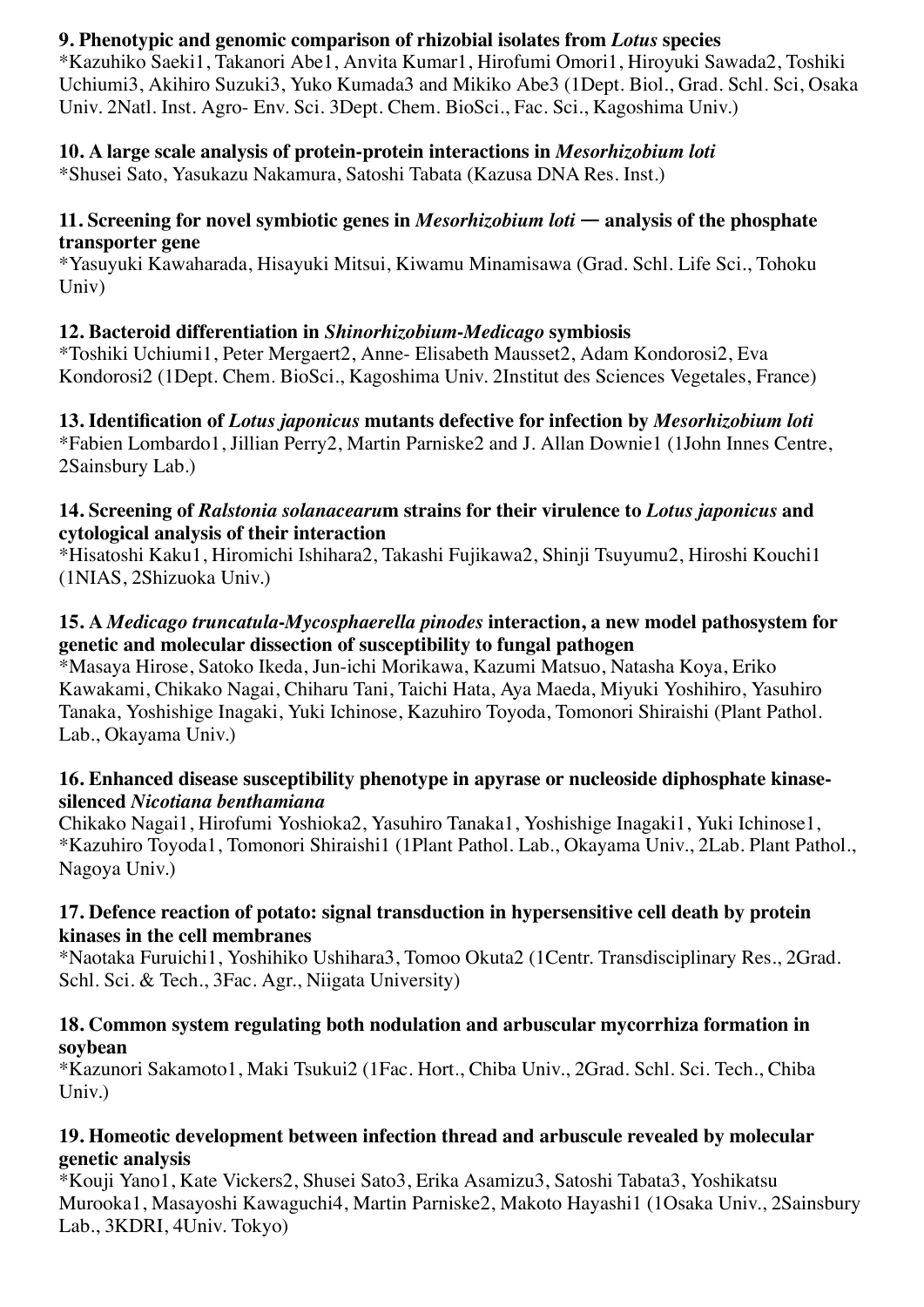**9. Phenotypic and genomic comparison of rhizobial isolates from *Lotus* species**
*Kazuhiko Saeki1, Takanori Abe1, Anvita Kumar1, Hirofumi Omori1, Hiroyuki Sawada2, Toshiki Uchiumi3, Akihiro Suzuki3, Yuko Kumada3 and Mikiko Abe3 (1Dept. Biol., Grad. Schl. Sci, Osaka Univ. 2Natl. Inst. Agro- Env. Sci. 3Dept. Chem. BioSci., Fac. Sci., Kagoshima Univ.)

**10. A large scale analysis of protein-protein interactions in *Mesorhizobium loti***
*Shusei Sato, Yasukazu Nakamura, Satoshi Tabata (Kazusa DNA Res. Inst.)

**11. Screening for novel symbiotic genes in *Mesorhizobium loti* — analysis of the phosphate transporter gene**
*Yasuyuki Kawaharada, Hisayuki Mitsui, Kiwamu Minamisawa (Grad. Schl. Life Sci., Tohoku Univ)

**12. Bacteroid differentiation in *Shinorhizobium-Medicago* symbiosis**
*Toshiki Uchiumi1, Peter Mergaert2, Anne- Elisabeth Mausset2, Adam Kondorosi2, Eva Kondorosi2 (1Dept. Chem. BioSci., Kagoshima Univ. 2Institut des Sciences Vegetales, France)

**13. Identification of *Lotus japonicus* mutants defective for infection by *Mesorhizobium loti***
*Fabien Lombardo1, Jillian Perry2, Martin Parniske2 and J. Allan Downie1 (1John Innes Centre, 2Sainsbury Lab.)

**14. Screening of *Ralstonia solanacearu*m strains for their virulence to *Lotus japonicus* and cytological analysis of their interaction**
*Hisatoshi Kaku1, Hiromichi Ishihara2, Takashi Fujikawa2, Shinji Tsuyumu2, Hiroshi Kouchi1 (1NIAS, 2Shizuoka Univ.)

**15. A *Medicago truncatula-Mycosphaerella pinodes* interaction, a new model pathosystem for genetic and molecular dissection of susceptibility to fungal pathogen**
*Masaya Hirose, Satoko Ikeda, Jun-ichi Morikawa, Kazumi Matsuo, Natasha Koya, Eriko Kawakami, Chikako Nagai, Chiharu Tani, Taichi Hata, Aya Maeda, Miyuki Yoshihiro, Yasuhiro Tanaka, Yoshishige Inagaki, Yuki Ichinose, Kazuhiro Toyoda, Tomonori Shiraishi (Plant Pathol. Lab., Okayama Univ.)

**16. Enhanced disease susceptibility phenotype in apyrase or nucleoside diphosphate kinase-silenced *Nicotiana benthamiana***
Chikako Nagai1, Hirofumi Yoshioka2, Yasuhiro Tanaka1, Yoshishige Inagaki1, Yuki Ichinose1, *Kazuhiro Toyoda1, Tomonori Shiraishi1 (1Plant Pathol. Lab., Okayama Univ., 2Lab. Plant Pathol., Nagoya Univ.)

**17. Defence reaction of potato: signal transduction in hypersensitive cell death by protein kinases in the cell membranes**
*Naotaka Furuichi1, Yoshihiko Ushihara3, Tomoo Okuta2 (1Centr. Transdisciplinary Res., 2Grad. Schl. Sci. & Tech., 3Fac. Agr., Niigata University)

**18. Common system regulating both nodulation and arbuscular mycorrhiza formation in soybean**
*Kazunori Sakamoto1, Maki Tsukui2 (1Fac. Hort., Chiba Univ., 2Grad. Schl. Sci. Tech., Chiba Univ.)

**19. Homeotic development between infection thread and arbuscule revealed by molecular genetic analysis**
*Kouji Yano1, Kate Vickers2, Shusei Sato3, Erika Asamizu3, Satoshi Tabata3, Yoshikatsu Murooka1, Masayoshi Kawaguchi4, Martin Parniske2, Makoto Hayashi1 (1Osaka Univ., 2Sainsbury Lab., 3KDRI, 4Univ. Tokyo)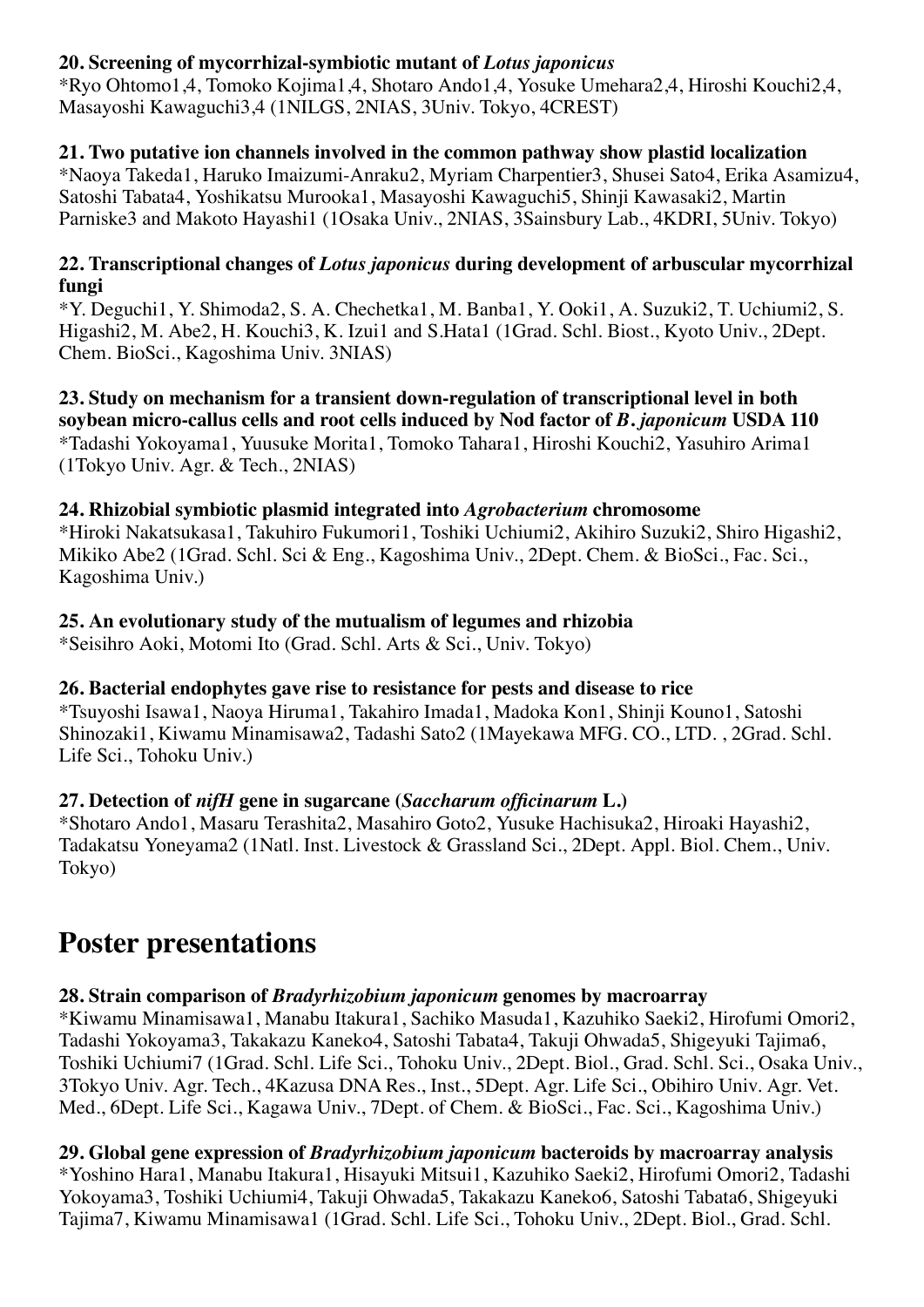**20. Screening of mycorrhizal-symbiotic mutant of *Lotus japonicus***
*Ryo Ohtomo1,4, Tomoko Kojima1,4, Shotaro Ando1,4, Yosuke Umehara2,4, Hiroshi Kouchi2,4, Masayoshi Kawaguchi3,4 (1NILGS, 2NIAS, 3Univ. Tokyo, 4CREST)

**21. Two putative ion channels involved in the common pathway show plastid localization**
*Naoya Takeda1, Haruko Imaizumi-Anraku2, Myriam Charpentier3, Shusei Sato4, Erika Asamizu4, Satoshi Tabata4, Yoshikatsu Murooka1, Masayoshi Kawaguchi5, Shinji Kawasaki2, Martin Parniske3 and Makoto Hayashi1 (1Osaka Univ., 2NIAS, 3Sainsbury Lab., 4KDRI, 5Univ. Tokyo)

**22. Transcriptional changes of *Lotus japonicus* during development of arbuscular mycorrhizal fungi**
*Y. Deguchi1, Y. Shimoda2, S. A. Chechetka1, M. Banba1, Y. Ooki1, A. Suzuki2, T. Uchiumi2, S. Higashi2, M. Abe2, H. Kouchi3, K. Izui1 and S.Hata1 (1Grad. Schl. Biost., Kyoto Univ., 2Dept. Chem. BioSci., Kagoshima Univ. 3NIAS)

**23. Study on mechanism for a transient down-regulation of transcriptional level in both soybean micro-callus cells and root cells induced by Nod factor of *B. japonicum* USDA 110**
*Tadashi Yokoyama1, Yuusuke Morita1, Tomoko Tahara1, Hiroshi Kouchi2, Yasuhiro Arima1 (1Tokyo Univ. Agr. & Tech., 2NIAS)

**24. Rhizobial symbiotic plasmid integrated into *Agrobacterium* chromosome**
*Hiroki Nakatsukasa1, Takuhiro Fukumori1, Toshiki Uchiumi2, Akihiro Suzuki2, Shiro Higashi2, Mikiko Abe2 (1Grad. Schl. Sci & Eng., Kagoshima Univ., 2Dept. Chem. & BioSci., Fac. Sci., Kagoshima Univ.)

**25. An evolutionary study of the mutualism of legumes and rhizobia**
*Seisihro Aoki, Motomi Ito (Grad. Schl. Arts & Sci., Univ. Tokyo)

**26. Bacterial endophytes gave rise to resistance for pests and disease to rice**
*Tsuyoshi Isawa1, Naoya Hiruma1, Takahiro Imada1, Madoka Kon1, Shinji Kouno1, Satoshi Shinozaki1, Kiwamu Minamisawa2, Tadashi Sato2 (1Mayekawa MFG. CO., LTD. , 2Grad. Schl. Life Sci., Tohoku Univ.)

**27. Detection of *nifH* gene in sugarcane (*Saccharum officinarum* L.)**
*Shotaro Ando1, Masaru Terashita2, Masahiro Goto2, Yusuke Hachisuka2, Hiroaki Hayashi2, Tadakatsu Yoneyama2 (1Natl. Inst. Livestock & Grassland Sci., 2Dept. Appl. Biol. Chem., Univ. Tokyo)

# Poster presentations

**28. Strain comparison of *Bradyrhizobium japonicum* genomes by macroarray**
*Kiwamu Minamisawa1, Manabu Itakura1, Sachiko Masuda1, Kazuhiko Saeki2, Hirofumi Omori2, Tadashi Yokoyama3, Takakazu Kaneko4, Satoshi Tabata4, Takuji Ohwada5, Shigeyuki Tajima6, Toshiki Uchiumi7 (1Grad. Schl. Life Sci., Tohoku Univ., 2Dept. Biol., Grad. Schl. Sci., Osaka Univ., 3Tokyo Univ. Agr. Tech., 4Kazusa DNA Res., Inst., 5Dept. Agr. Life Sci., Obihiro Univ. Agr. Vet. Med., 6Dept. Life Sci., Kagawa Univ., 7Dept. of Chem. & BioSci., Fac. Sci., Kagoshima Univ.)

**29. Global gene expression of *Bradyrhizobium japonicum* bacteroids by macroarray analysis**
*Yoshino Hara1, Manabu Itakura1, Hisayuki Mitsui1, Kazuhiko Saeki2, Hirofumi Omori2, Tadashi Yokoyama3, Toshiki Uchiumi4, Takuji Ohwada5, Takakazu Kaneko6, Satoshi Tabata6, Shigeyuki Tajima7, Kiwamu Minamisawa1 (1Grad. Schl. Life Sci., Tohoku Univ., 2Dept. Biol., Grad. Schl.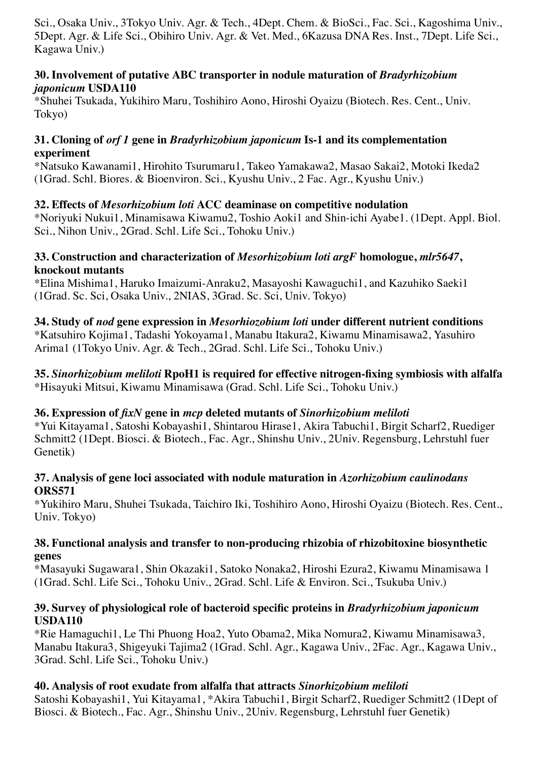Sci., Osaka Univ., 3Tokyo Univ. Agr. & Tech., 4Dept. Chem. & BioSci., Fac. Sci., Kagoshima Univ., 5Dept. Agr. & Life Sci., Obihiro Univ. Agr. & Vet. Med., 6Kazusa DNA Res. Inst., 7Dept. Life Sci., Kagawa Univ.)

**30. Involvement of putative ABC transporter in nodule maturation of *Bradyrhizobium japonicum* USDA110**
*Shuhei Tsukada, Yukihiro Maru, Toshihiro Aono, Hiroshi Oyaizu (Biotech. Res. Cent., Univ. Tokyo)

**31. Cloning of *orf 1* gene in *Bradyrhizobium japonicum* Is-1 and its complementation experiment**
*Natsuko Kawanami[1], Hirohito Tsurumaru[1], Takeo Yamakawa[2], Masao Sakai[2], Motoki Ikeda[2] ([1]Grad. Schl. Biores. & Bioenviron. Sci., Kyushu Univ., [2] Fac. Agr., Kyushu Univ.)

**32. Effects of *Mesorhizobium loti* ACC deaminase on competitive nodulation**
*Noriyuki Nukui[1], Minamisawa Kiwamu[2], Toshio Aoki[1] and Shin-ichi Ayabe[1]. ([1]Dept. Appl. Biol. Sci., Nihon Univ., [2]Grad. Schl. Life Sci., Tohoku Univ.)

**33. Construction and characterization of *Mesorhizobium loti argF* homologue, *mlr5647*, knockout mutants**
*Elina Mishima[1], Haruko Imaizumi-Anraku[2], Masayoshi Kawaguchi[1], and Kazuhiko Saeki[1] ([1]Grad. Sc. Sci, Osaka Univ., [2]NIAS, [3]Grad. Sc. Sci, Univ. Tokyo)

**34. Study of *nod* gene expression in *Mesorhiozobium loti* under different nutrient conditions**
*Katsuhiro Kojima[1], Tadashi Yokoyama[1], Manabu Itakura[2], Kiwamu Minamisawa[2], Yasuhiro Arima[1] ([1]Tokyo Univ. Agr. & Tech., [2]Grad. Schl. Life Sci., Tohoku Univ.)

**35. *Sinorhizobium meliloti* RpoH1 is required for effective nitrogen-fixing symbiosis with alfalfa**
*Hisayuki Mitsui, Kiwamu Minamisawa (Grad. Schl. Life Sci., Tohoku Univ.)

**36. Expression of *fixN* gene in *mcp* deleted mutants of *Sinorhizobium meliloti***
*Yui Kitayama[1], Satoshi Kobayashi[1], Shintarou Hirase[1], Akira Tabuchi[1], Birgit Scharf[2], Ruediger Schmitt[2] ([1]Dept. Biosci. & Biotech., Fac. Agr., Shinshu Univ., [2]Univ. Regensburg, Lehrstuhl fuer Genetik)

**37. Analysis of gene loci associated with nodule maturation in *Azorhizobium caulinodans* ORS571**
*Yukihiro Maru, Shuhei Tsukada, Taichiro Iki, Toshihiro Aono, Hiroshi Oyaizu (Biotech. Res. Cent., Univ. Tokyo)

**38. Functional analysis and transfer to non-producing rhizobia of rhizobitoxine biosynthetic genes**
*Masayuki Sugawara[1], Shin Okazaki[1], Satoko Nonaka[2], Hiroshi Ezura[2], Kiwamu Minamisawa [1] ([1]Grad. Schl. Life Sci., Tohoku Univ., [2]Grad. Schl. Life & Environ. Sci., Tsukuba Univ.)

**39. Survey of physiological role of bacteroid specific proteins in *Bradyrhizobium japonicum* USDA110**
*Rie Hamaguchi[1], Le Thi Phuong Hoa[2], Yuto Obama[2], Mika Nomura[2], Kiwamu Minamisawa[3], Manabu Itakura[3], Shigeyuki Tajima[2] ([1]Grad. Schl. Agr., Kagawa Univ., [2]Fac. Agr., Kagawa Univ., [3]Grad. Schl. Life Sci., Tohoku Univ.)

**40. Analysis of root exudate from alfalfa that attracts *Sinorhizobium meliloti***
Satoshi Kobayashi[1], Yui Kitayama[1], *Akira Tabuchi[1], Birgit Scharf[2], Ruediger Schmitt[2] ([1]Dept of Biosci. & Biotech., Fac. Agr., Shinshu Univ., [2]Univ. Regensburg, Lehrstuhl fuer Genetik)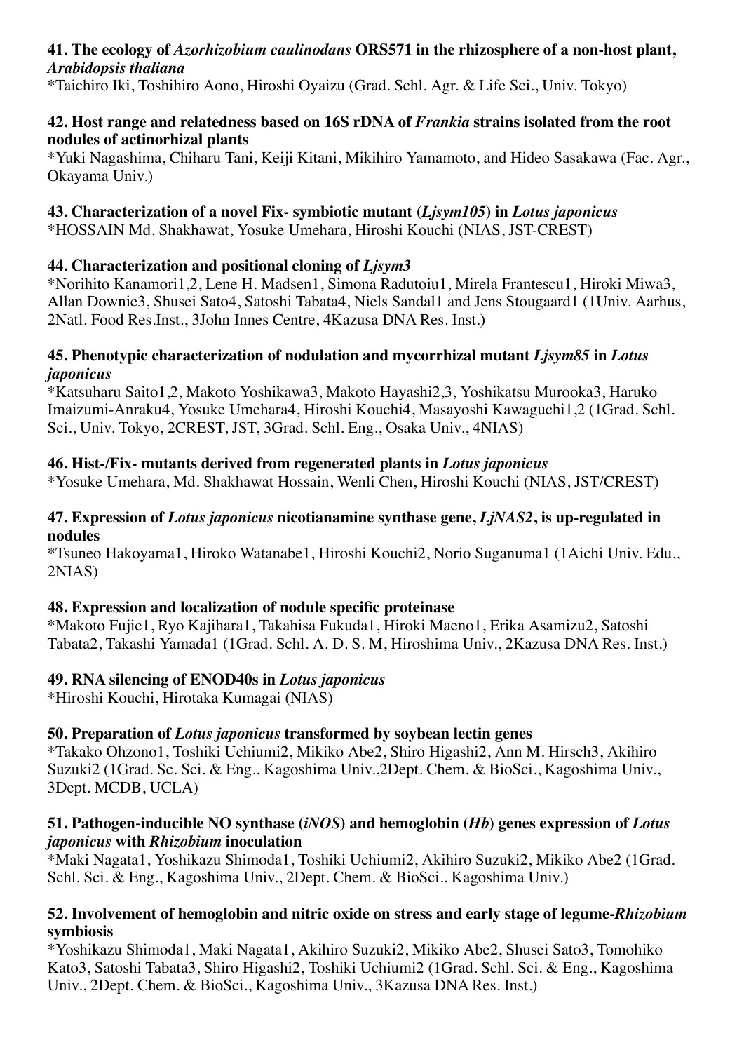**41. The ecology of *Azorhizobium caulinodans* ORS571 in the rhizosphere of a non-host plant, *Arabidopsis thaliana***

*Taichiro Iki, Toshihiro Aono, Hiroshi Oyaizu (Grad. Schl. Agr. & Life Sci., Univ. Tokyo)

**42. Host range and relatedness based on 16S rDNA of *Frankia* strains isolated from the root nodules of actinorhizal plants**

*Yuki Nagashima, Chiharu Tani, Keiji Kitani, Mikihiro Yamamoto, and Hideo Sasakawa (Fac. Agr., Okayama Univ.)

**43. Characterization of a novel Fix- symbiotic mutant (*Ljsym105*) in *Lotus japonicus***

*HOSSAIN Md. Shakhawat, Yosuke Umehara, Hiroshi Kouchi (NIAS, JST-CREST)

**44. Characterization and positional cloning of *Ljsym3***

*Norihito Kanamori1,2, Lene H. Madsen1, Simona Radutoiu1, Mirela Frantescu1, Hiroki Miwa3, Allan Downie3, Shusei Sato4, Satoshi Tabata4, Niels Sandal1 and Jens Stougaard1 (1Univ. Aarhus, 2Natl. Food Res.Inst., 3John Innes Centre, 4Kazusa DNA Res. Inst.)

**45. Phenotypic characterization of nodulation and mycorrhizal mutant *Ljsym85* in *Lotus japonicus***

*Katsuharu Saito1,2, Makoto Yoshikawa3, Makoto Hayashi2,3, Yoshikatsu Murooka3, Haruko Imaizumi-Anraku4, Yosuke Umehara4, Hiroshi Kouchi4, Masayoshi Kawaguchi1,2 (1Grad. Schl. Sci., Univ. Tokyo, 2CREST, JST, 3Grad. Schl. Eng., Osaka Univ., 4NIAS)

**46. Hist-/Fix- mutants derived from regenerated plants in *Lotus japonicus***

*Yosuke Umehara, Md. Shakhawat Hossain, Wenli Chen, Hiroshi Kouchi (NIAS, JST/CREST)

**47. Expression of *Lotus japonicus* nicotianamine synthase gene, *LjNAS2*, is up-regulated in nodules**

*Tsuneo Hakoyama1, Hiroko Watanabe1, Hiroshi Kouchi2, Norio Suganuma1 (1Aichi Univ. Edu., 2NIAS)

**48. Expression and localization of nodule specific proteinase**

*Makoto Fujie1, Ryo Kajihara1, Takahisa Fukuda1, Hiroki Maeno1, Erika Asamizu2, Satoshi Tabata2, Takashi Yamada1 (1Grad. Schl. A. D. S. M, Hiroshima Univ., 2Kazusa DNA Res. Inst.)

**49. RNA silencing of ENOD40s in *Lotus japonicus***

*Hiroshi Kouchi, Hirotaka Kumagai (NIAS)

**50. Preparation of *Lotus japonicus* transformed by soybean lectin genes**

*Takako Ohzono1, Toshiki Uchiumi2, Mikiko Abe2, Shiro Higashi2, Ann M. Hirsch3, Akihiro Suzuki2 (1Grad. Sc. Sci. & Eng., Kagoshima Univ.,2Dept. Chem. & BioSci., Kagoshima Univ., 3Dept. MCDB, UCLA)

**51. Pathogen-inducible NO synthase (*iNOS*) and hemoglobin (*Hb*) genes expression of *Lotus japonicus* with *Rhizobium* inoculation**

*Maki Nagata1, Yoshikazu Shimoda1, Toshiki Uchiumi2, Akihiro Suzuki2, Mikiko Abe2 (1Grad. Schl. Sci. & Eng., Kagoshima Univ., 2Dept. Chem. & BioSci., Kagoshima Univ.)

**52. Involvement of hemoglobin and nitric oxide on stress and early stage of legume-*Rhizobium* symbiosis**

*Yoshikazu Shimoda1, Maki Nagata1, Akihiro Suzuki2, Mikiko Abe2, Shusei Sato3, Tomohiko Kato3, Satoshi Tabata3, Shiro Higashi2, Toshiki Uchiumi2 (1Grad. Schl. Sci. & Eng., Kagoshima Univ., 2Dept. Chem. & BioSci., Kagoshima Univ., 3Kazusa DNA Res. Inst.)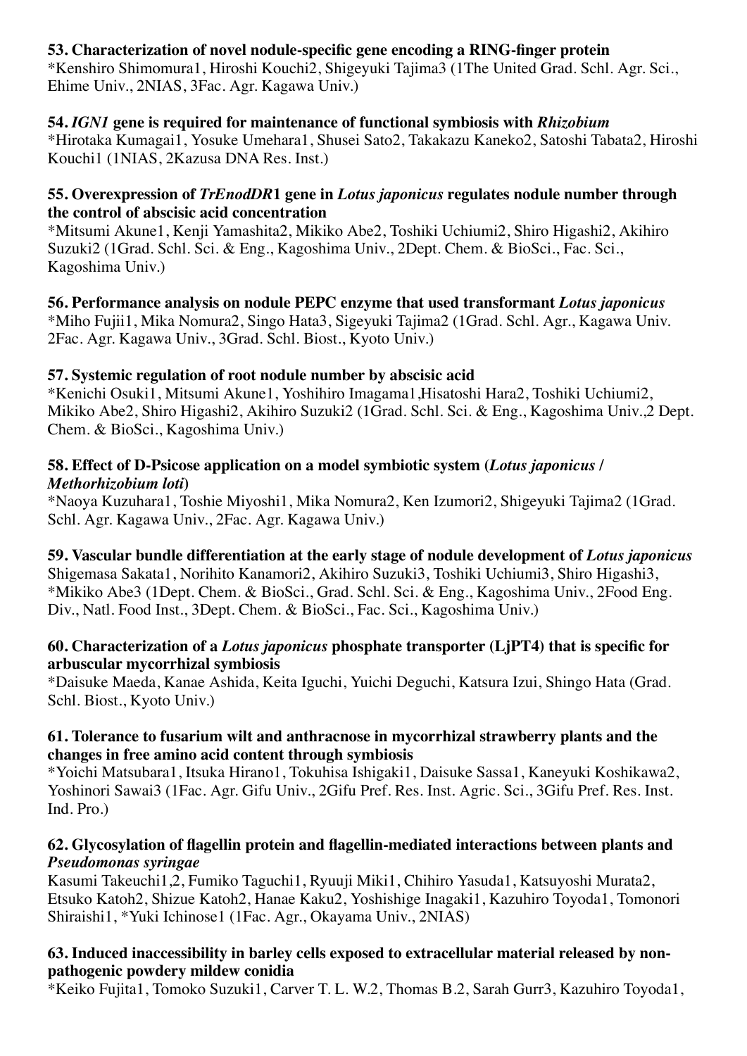**53. Characterization of novel nodule-specific gene encoding a RING-finger protein**
*Kenshiro Shimomura1, Hiroshi Kouchi2, Shigeyuki Tajima3 (1The United Grad. Schl. Agr. Sci., Ehime Univ., 2NIAS, 3Fac. Agr. Kagawa Univ.)

**54. *IGN1* gene is required for maintenance of functional symbiosis with *Rhizobium***
*Hirotaka Kumagai1, Yosuke Umehara1, Shusei Sato2, Takakazu Kaneko2, Satoshi Tabata2, Hiroshi Kouchi1 (1NIAS, 2Kazusa DNA Res. Inst.)

**55. Overexpression of *TrEnodDR*1 gene in *Lotus japonicus* regulates nodule number through the control of abscisic acid concentration**
*Mitsumi Akune1, Kenji Yamashita2, Mikiko Abe2, Toshiki Uchiumi2, Shiro Higashi2, Akihiro Suzuki2 (1Grad. Schl. Sci. & Eng., Kagoshima Univ., 2Dept. Chem. & BioSci., Fac. Sci., Kagoshima Univ.)

**56. Performance analysis on nodule PEPC enzyme that used transformant *Lotus japonicus***
*Miho Fujii1, Mika Nomura2, Singo Hata3, Sigeyuki Tajima2 (1Grad. Schl. Agr., Kagawa Univ. 2Fac. Agr. Kagawa Univ., 3Grad. Schl. Biost., Kyoto Univ.)

**57. Systemic regulation of root nodule number by abscisic acid**
*Kenichi Osuki1, Mitsumi Akune1, Yoshihiro Imagama1,Hisatoshi Hara2, Toshiki Uchiumi2, Mikiko Abe2, Shiro Higashi2, Akihiro Suzuki2 (1Grad. Schl. Sci. & Eng., Kagoshima Univ.,2 Dept. Chem. & BioSci., Kagoshima Univ.)

**58. Effect of D-Psicose application on a model symbiotic system (*Lotus japonicus* / *Methorhizobium loti*)**
*Naoya Kuzuhara1, Toshie Miyoshi1, Mika Nomura2, Ken Izumori2, Shigeyuki Tajima2 (1Grad. Schl. Agr. Kagawa Univ., 2Fac. Agr. Kagawa Univ.)

**59. Vascular bundle differentiation at the early stage of nodule development of *Lotus japonicus***
Shigemasa Sakata1, Norihito Kanamori2, Akihiro Suzuki3, Toshiki Uchiumi3, Shiro Higashi3, *Mikiko Abe3 (1Dept. Chem. & BioSci., Grad. Schl. Sci. & Eng., Kagoshima Univ., 2Food Eng. Div., Natl. Food Inst., 3Dept. Chem. & BioSci., Fac. Sci., Kagoshima Univ.)

**60. Characterization of a *Lotus japonicus* phosphate transporter (LjPT4) that is specific for arbuscular mycorrhizal symbiosis**
*Daisuke Maeda, Kanae Ashida, Keita Iguchi, Yuichi Deguchi, Katsura Izui, Shingo Hata (Grad. Schl. Biost., Kyoto Univ.)

**61. Tolerance to fusarium wilt and anthracnose in mycorrhizal strawberry plants and the changes in free amino acid content through symbiosis**
*Yoichi Matsubara1, Itsuka Hirano1, Tokuhisa Ishigaki1, Daisuke Sassa1, Kaneyuki Koshikawa2, Yoshinori Sawai3 (1Fac. Agr. Gifu Univ., 2Gifu Pref. Res. Inst. Agric. Sci., 3Gifu Pref. Res. Inst. Ind. Pro.)

**62. Glycosylation of flagellin protein and flagellin-mediated interactions between plants and *Pseudomonas syringae***
Kasumi Takeuchi1,2, Fumiko Taguchi1, Ryuuji Miki1, Chihiro Yasuda1, Katsuyoshi Murata2, Etsuko Katoh2, Shizue Katoh2, Hanae Kaku2, Yoshishige Inagaki1, Kazuhiro Toyoda1, Tomonori Shiraishi1, *Yuki Ichinose1 (1Fac. Agr., Okayama Univ., 2NIAS)

**63. Induced inaccessibility in barley cells exposed to extracellular material released by non-pathogenic powdery mildew conidia**
*Keiko Fujita1, Tomoko Suzuki1, Carver T. L. W.2, Thomas B.2, Sarah Gurr3, Kazuhiro Toyoda1,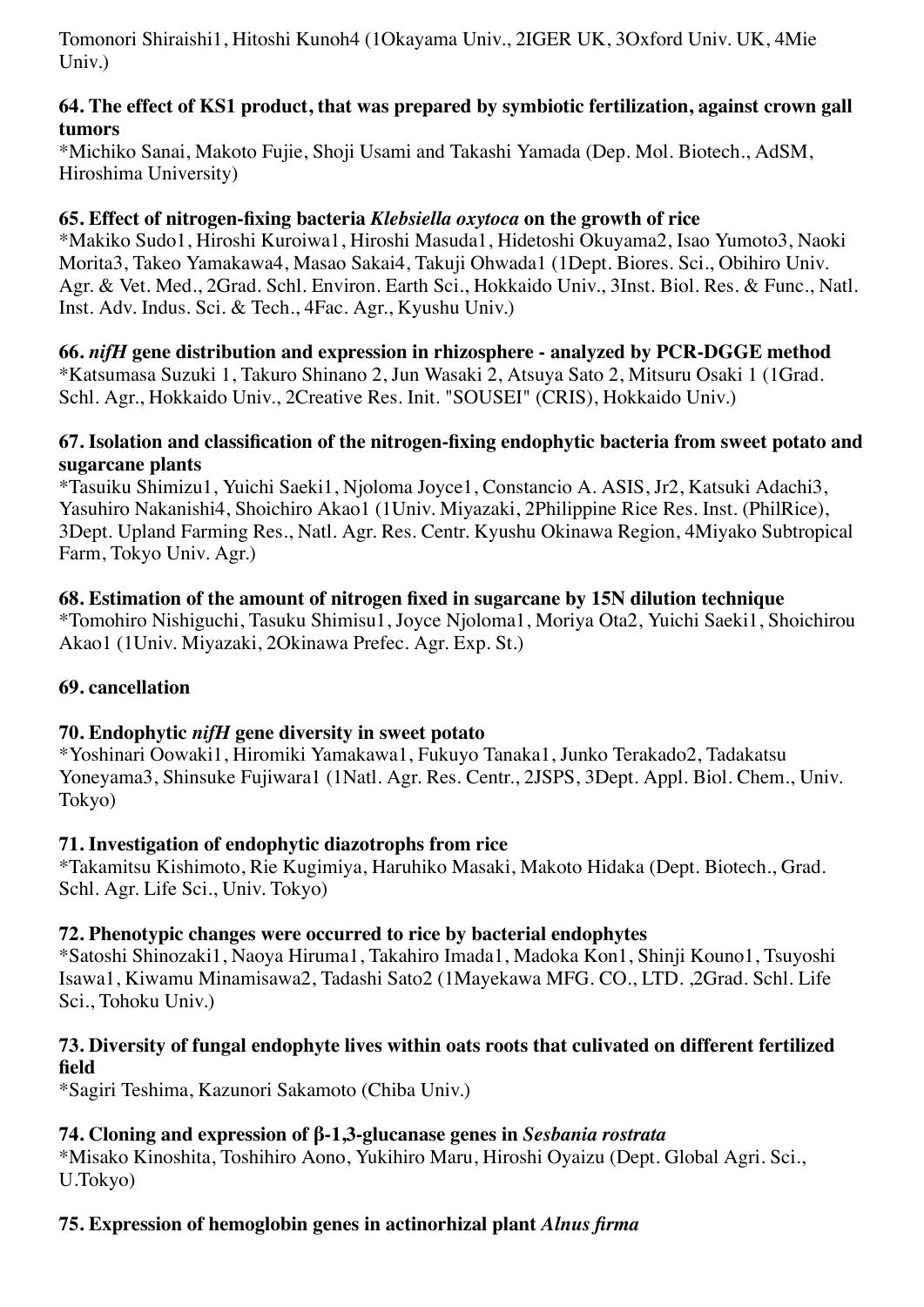Tomonori Shiraishi1, Hitoshi Kunoh4 (1Okayama Univ., 2IGER UK, 3Oxford Univ. UK, 4Mie Univ.)

**64. The effect of KS1 product, that was prepared by symbiotic fertilization, against crown gall tumors**
*Michiko Sanai, Makoto Fujie, Shoji Usami and Takashi Yamada (Dep. Mol. Biotech., AdSM, Hiroshima University)

**65. Effect of nitrogen-fixing bacteria *Klebsiella oxytoca* on the growth of rice**
*Makiko Sudo1, Hiroshi Kuroiwa1, Hiroshi Masuda1, Hidetoshi Okuyama2, Isao Yumoto3, Naoki Morita3, Takeo Yamakawa4, Masao Sakai4, Takuji Ohwada1 (1Dept. Biores. Sci., Obihiro Univ. Agr. & Vet. Med., 2Grad. Schl. Environ. Earth Sci., Hokkaido Univ., 3Inst. Biol. Res. & Func., Natl. Inst. Adv. Indus. Sci. & Tech., 4Fac. Agr., Kyushu Univ.)

**66. *nifH* gene distribution and expression in rhizosphere - analyzed by PCR-DGGE method**
*Katsumasa Suzuki 1, Takuro Shinano 2, Jun Wasaki 2, Atsuya Sato 2, Mitsuru Osaki 1 (1Grad. Schl. Agr., Hokkaido Univ., 2Creative Res. Init. "SOUSEI" (CRIS), Hokkaido Univ.)

**67. Isolation and classification of the nitrogen-fixing endophytic bacteria from sweet potato and sugarcane plants**
*Tasuiku Shimizu1, Yuichi Saeki1, Njoloma Joyce1, Constancio A. ASIS, Jr2, Katsuki Adachi3, Yasuhiro Nakanishi4, Shoichiro Akao1 (1Univ. Miyazaki, 2Philippine Rice Res. Inst. (PhilRice), 3Dept. Upland Farming Res., Natl. Agr. Res. Centr. Kyushu Okinawa Region, 4Miyako Subtropical Farm, Tokyo Univ. Agr.)

**68. Estimation of the amount of nitrogen fixed in sugarcane by 15N dilution technique**
*Tomohiro Nishiguchi, Tasuku Shimisu1, Joyce Njoloma1, Moriya Ota2, Yuichi Saeki1, Shoichirou Akao1 (1Univ. Miyazaki, 2Okinawa Prefec. Agr. Exp. St.)

**69. cancellation**

**70. Endophytic *nifH* gene diversity in sweet potato**
*Yoshinari Oowaki1, Hiromiki Yamakawa1, Fukuyo Tanaka1, Junko Terakado2, Tadakatsu Yoneyama3, Shinsuke Fujiwara1 (1Natl. Agr. Res. Centr., 2JSPS, 3Dept. Appl. Biol. Chem., Univ. Tokyo)

**71. Investigation of endophytic diazotrophs from rice**
*Takamitsu Kishimoto, Rie Kugimiya, Haruhiko Masaki, Makoto Hidaka (Dept. Biotech., Grad. Schl. Agr. Life Sci., Univ. Tokyo)

**72. Phenotypic changes were occurred to rice by bacterial endophytes**
*Satoshi Shinozaki1, Naoya Hiruma1, Takahiro Imada1, Madoka Kon1, Shinji Kouno1, Tsuyoshi Isawa1, Kiwamu Minamisawa2, Tadashi Sato2 (1Mayekawa MFG. CO., LTD. ,2Grad. Schl. Life Sci., Tohoku Univ.)

**73. Diversity of fungal endophyte lives within oats roots that culivated on different fertilized field**
*Sagiri Teshima, Kazunori Sakamoto (Chiba Univ.)

**74. Cloning and expression of β-1,3-glucanase genes in *Sesbania rostrata***
*Misako Kinoshita, Toshihiro Aono, Yukihiro Maru, Hiroshi Oyaizu (Dept. Global Agri. Sci., U.Tokyo)

**75. Expression of hemoglobin genes in actinorhizal plant *Alnus firma***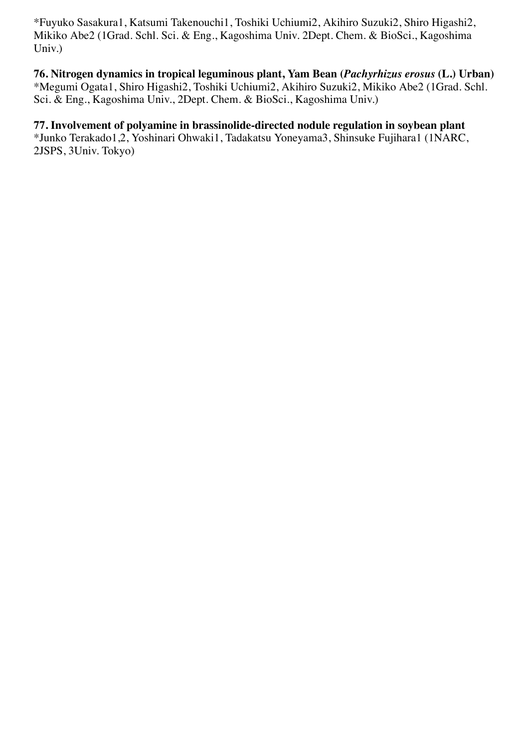*Fuyuko Sasakura[1], Katsumi Takenouchi[1], Toshiki Uchiumi[2], Akihiro Suzuki[2], Shiro Higashi[2], Mikiko Abe[2] ([1]Grad. Schl. Sci. & Eng., Kagoshima Univ. [2]Dept. Chem. & BioSci., Kagoshima Univ.)

**76. Nitrogen dynamics in tropical leguminous plant, Yam Bean (*Pachyrhizus erosus* (L.) Urban)**
*Megumi Ogata[1], Shiro Higashi[2], Toshiki Uchiumi[2], Akihiro Suzuki[2], Mikiko Abe[2] ([1]Grad. Schl. Sci. & Eng., Kagoshima Univ., [2]Dept. Chem. & BioSci., Kagoshima Univ.)

**77. Involvement of polyamine in brassinolide-directed nodule regulation in soybean plant**
*Junko Terakado[1,2], Yoshinari Ohwaki[1], Tadakatsu Yoneyama[3], Shinsuke Fujihara[1] ([1]NARC, [2]JSPS, [3]Univ. Tokyo)